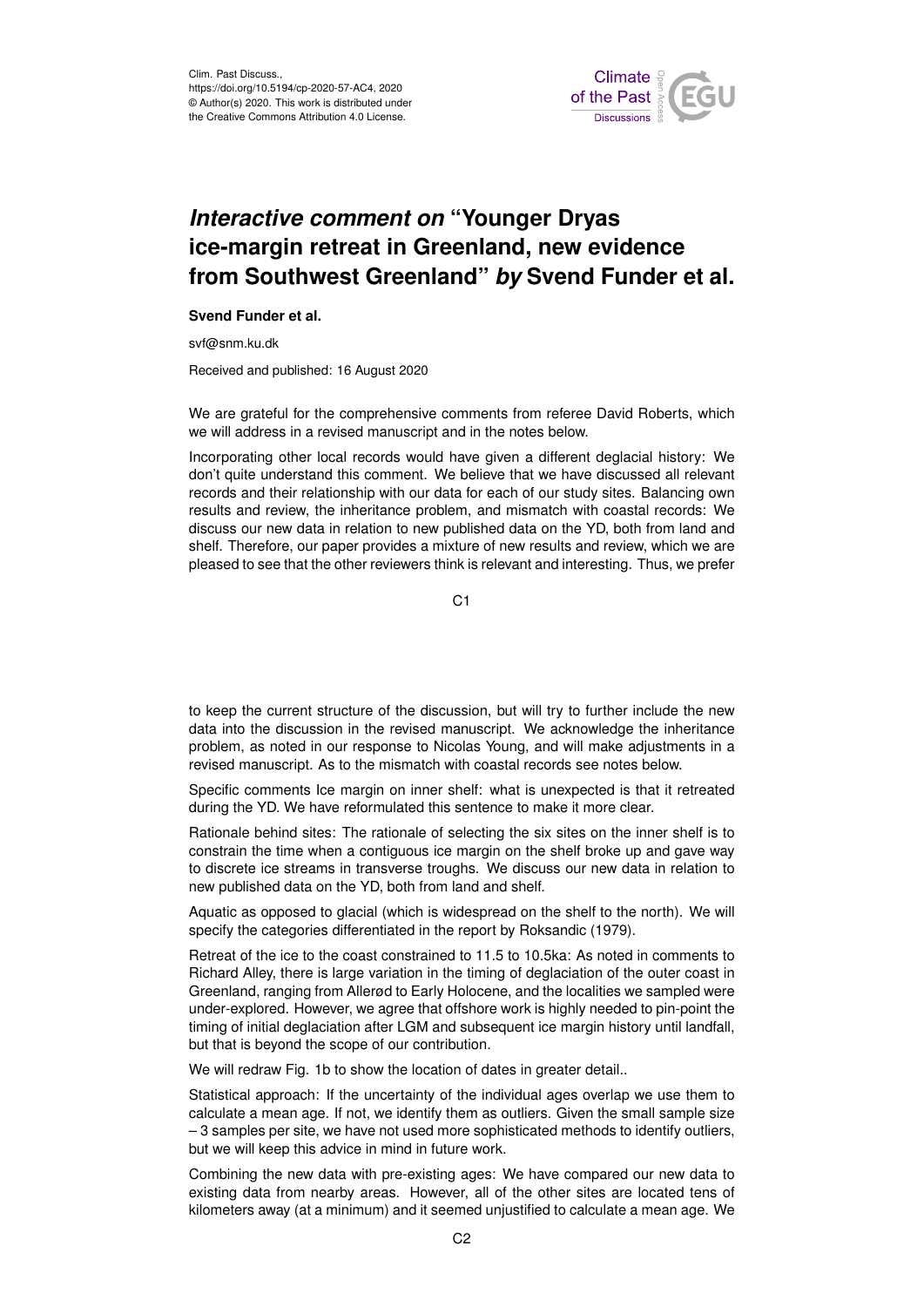# *Interactive comment on* "Younger Dryas ice-margin retreat in Greenland, new evidence from Southwest Greenland" *by* Svend Funder et al.

**Svend Funder et al.**

svf@snm.ku.dk

Received and published: 16 August 2020

We are grateful for the comprehensive comments from referee David Roberts, which we will address in a revised manuscript and in the notes below.

Incorporating other local records would have given a different deglacial history: We don't quite understand this comment. We believe that we have discussed all relevant records and their relationship with our data for each of our study sites. Balancing own results and review, the inheritance problem, and mismatch with coastal records: We discuss our new data in relation to new published data on the YD, both from land and shelf. Therefore, our paper provides a mixture of new results and review, which we are pleased to see that the other reviewers think is relevant and interesting. Thus, we prefer to keep the current structure of the discussion, but will try to further include the new data into the discussion in the revised manuscript. We acknowledge the inheritance problem, as noted in our response to Nicolas Young, and will make adjustments in a revised manuscript. As to the mismatch with coastal records see notes below.

Specific comments Ice margin on inner shelf: what is unexpected is that it retreated during the YD. We have reformulated this sentence to make it more clear.

Rationale behind sites: The rationale of selecting the six sites on the inner shelf is to constrain the time when a contiguous ice margin on the shelf broke up and gave way to discrete ice streams in transverse troughs. We discuss our new data in relation to new published data on the YD, both from land and shelf.

Aquatic as opposed to glacial (which is widespread on the shelf to the north). We will specify the categories differentiated in the report by Roksandic (1979).

Retreat of the ice to the coast constrained to 11.5 to 10.5ka: As noted in comments to Richard Alley, there is large variation in the timing of deglaciation of the outer coast in Greenland, ranging from Allerød to Early Holocene, and the localities we sampled were under-explored. However, we agree that offshore work is highly needed to pin-point the timing of initial deglaciation after LGM and subsequent ice margin history until landfall, but that is beyond the scope of our contribution.

We will redraw Fig. 1b to show the location of dates in greater detail..

Statistical approach: If the uncertainty of the individual ages overlap we use them to calculate a mean age. If not, we identify them as outliers. Given the small sample size – 3 samples per site, we have not used more sophisticated methods to identify outliers, but we will keep this advice in mind in future work.

Combining the new data with pre-existing ages: We have compared our new data to existing data from nearby areas. However, all of the other sites are located tens of kilometers away (at a minimum) and it seemed unjustified to calculate a mean age. We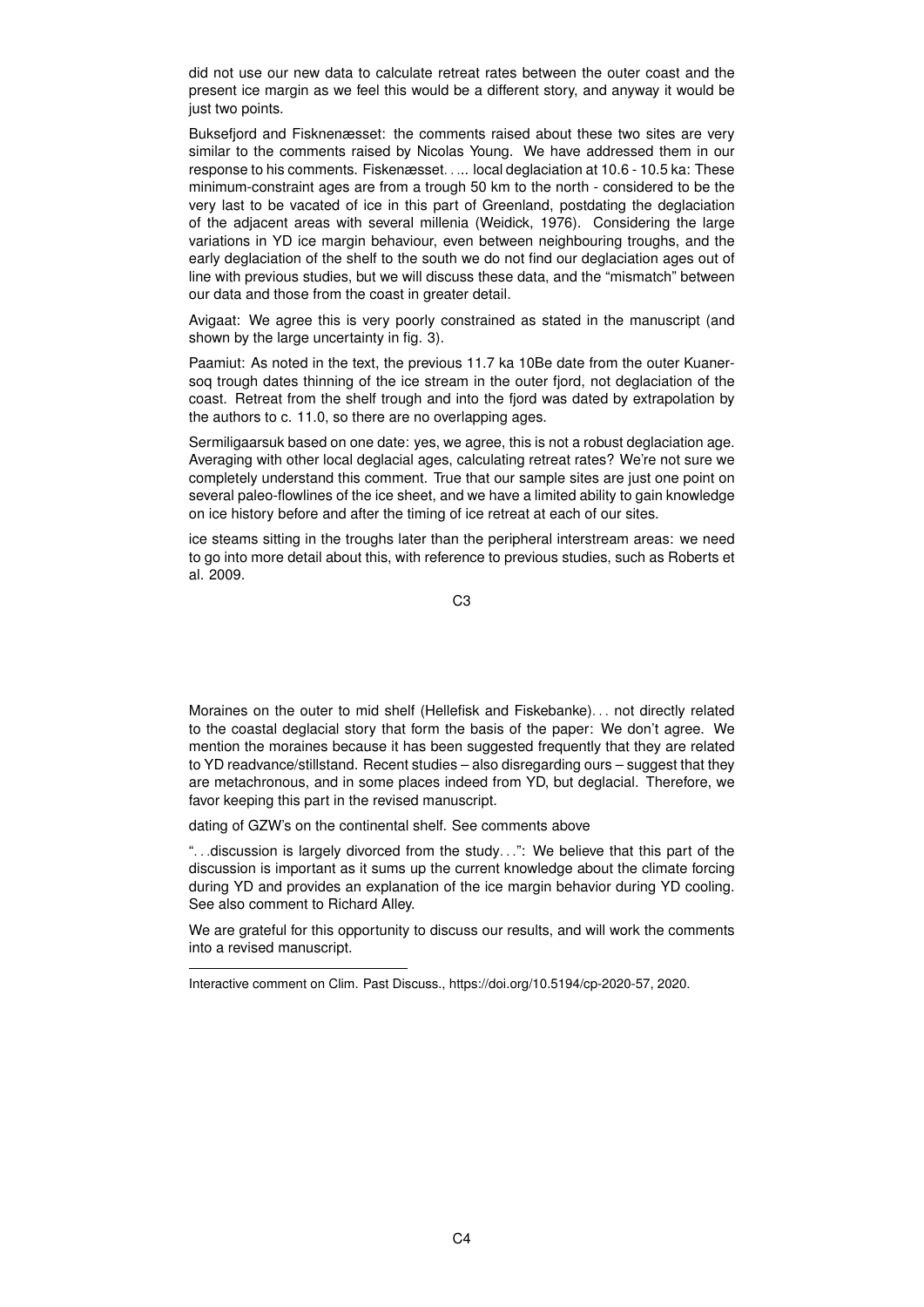did not use our new data to calculate retreat rates between the outer coast and the present ice margin as we feel this would be a different story, and anyway it would be just two points.

Buksefjord and Fisknenæsset: the comments raised about these two sites are very similar to the comments raised by Nicolas Young. We have addressed them in our response to his comments. Fiskenæsset. . ... local deglaciation at 10.6 - 10.5 ka: These minimum-constraint ages are from a trough 50 km to the north - considered to be the very last to be vacated of ice in this part of Greenland, postdating the deglaciation of the adjacent areas with several millenia (Weidick, 1976). Considering the large variations in YD ice margin behaviour, even between neighbouring troughs, and the early deglaciation of the shelf to the south we do not find our deglaciation ages out of line with previous studies, but we will discuss these data, and the "mismatch" between our data and those from the coast in greater detail.

Avigaat: We agree this is very poorly constrained as stated in the manuscript (and shown by the large uncertainty in fig. 3).

Paamiut: As noted in the text, the previous 11.7 ka 10Be date from the outer Kuanersoq trough dates thinning of the ice stream in the outer fjord, not deglaciation of the coast. Retreat from the shelf trough and into the fjord was dated by extrapolation by the authors to c. 11.0, so there are no overlapping ages.

Sermiligaarsuk based on one date: yes, we agree, this is not a robust deglaciation age. Averaging with other local deglacial ages, calculating retreat rates? We're not sure we completely understand this comment. True that our sample sites are just one point on several paleo-flowlines of the ice sheet, and we have a limited ability to gain knowledge on ice history before and after the timing of ice retreat at each of our sites.

ice steams sitting in the troughs later than the peripheral interstream areas: we need to go into more detail about this, with reference to previous studies, such as Roberts et al. 2009.

Moraines on the outer to mid shelf (Hellefisk and Fiskebanke). . . not directly related to the coastal deglacial story that form the basis of the paper: We don't agree. We mention the moraines because it has been suggested frequently that they are related to YD readvance/stillstand. Recent studies – also disregarding ours – suggest that they are metachronous, and in some places indeed from YD, but deglacial. Therefore, we favor keeping this part in the revised manuscript.

dating of GZW's on the continental shelf. See comments above

". . .discussion is largely divorced from the study. . .": We believe that this part of the discussion is important as it sums up the current knowledge about the climate forcing during YD and provides an explanation of the ice margin behavior during YD cooling. See also comment to Richard Alley.

We are grateful for this opportunity to discuss our results, and will work the comments into a revised manuscript.

---

Interactive comment on Clim. Past Discuss., https://doi.org/10.5194/cp-2020-57, 2020.